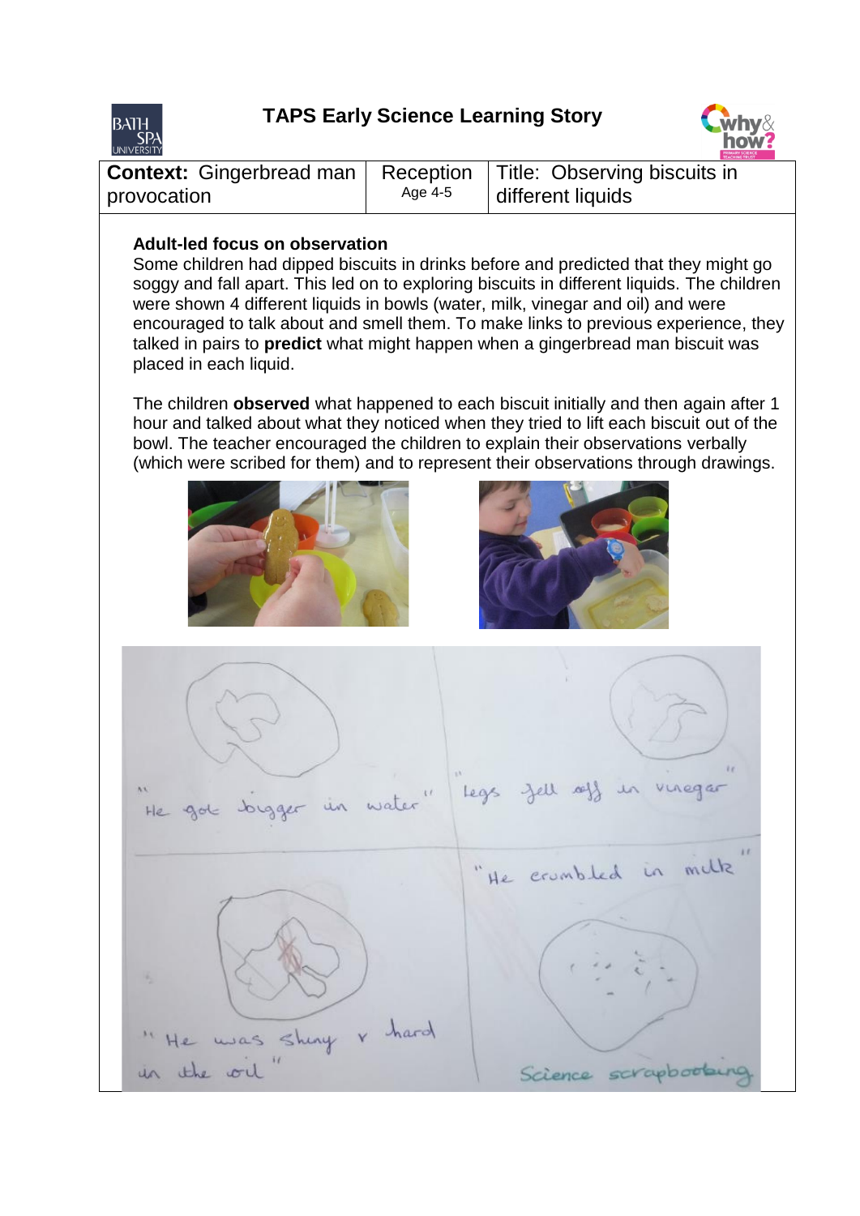# TAPS Early Science Learning Story

| **Context:** Gingerbread man provocation | Reception Age 4-5 | Title: Observing biscuits in different liquids |
|---|---|---|

**Adult-led focus on observation**

Some children had dipped biscuits in drinks before and predicted that they might go soggy and fall apart. This led on to exploring biscuits in different liquids. The children were shown 4 different liquids in bowls (water, milk, vinegar and oil) and were encouraged to talk about and smell them. To make links to previous experience, they talked in pairs to **predict** what might happen when a gingerbread man biscuit was placed in each liquid.

The children **observed** what happened to each biscuit initially and then again after 1 hour and talked about what they noticed when they tried to lift each biscuit out of the bowl. The teacher encouraged the children to explain their observations verbally (which were scribed for them) and to represent their observations through drawings.

"He got bigger in water"

"Legs fell off in vinegar"

"He crumbled in milk"

"He was shiny + hard in the oil"

Science scrapbooking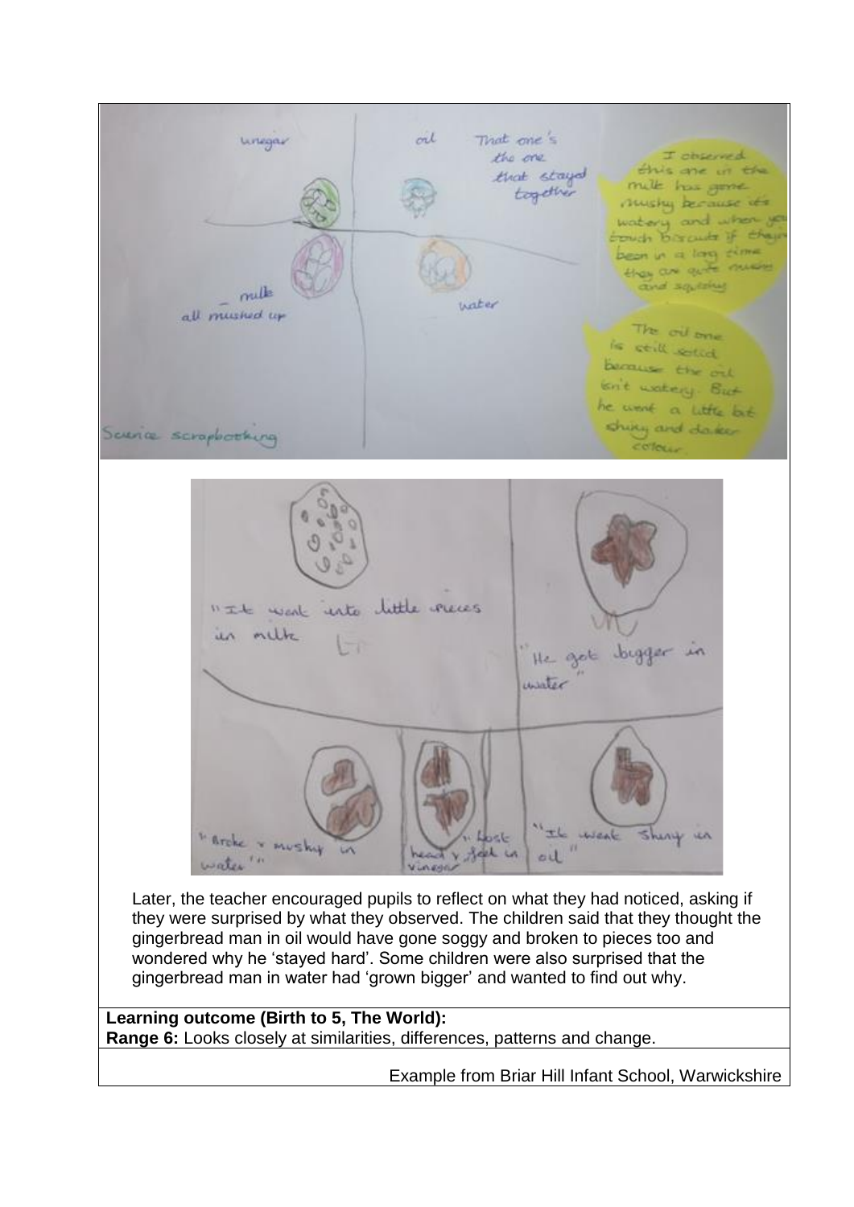Later, the teacher encouraged pupils to reflect on what they had noticed, asking if they were surprised by what they observed. The children said that they thought the gingerbread man in oil would have gone soggy and broken to pieces too and wondered why he 'stayed hard'. Some children were also surprised that the gingerbread man in water had 'grown bigger' and wanted to find out why.

**Learning outcome (Birth to 5, The World):**
**Range 6:** Looks closely at similarities, differences, patterns and change.

Example from Briar Hill Infant School, Warwickshire